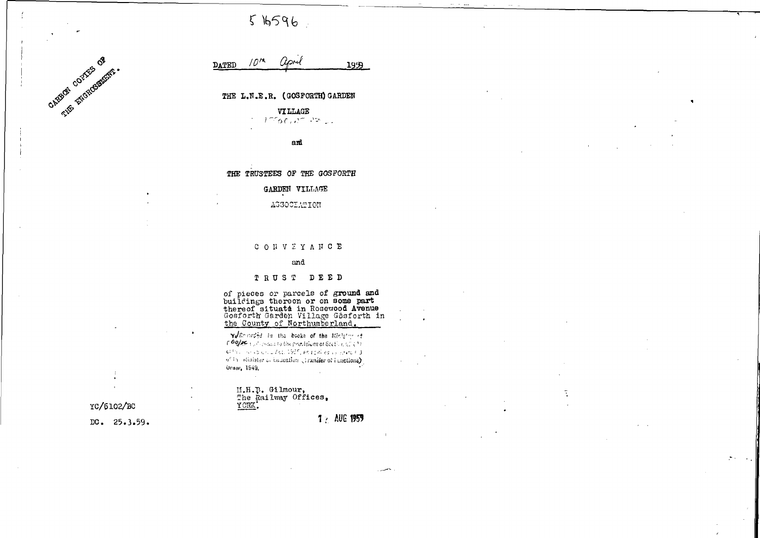5 16596

CARBON COPIES OF THE ENGROSSMENT.

DATED 10th April 1959

THE L.N.E.R. (GOSFORTH) GARDEN

VILLAGE

and

THE TRUSTEES OF THE GOSFORTH

GARDEN VILLAGE

ASSOCIATION

C O N V E Y A N C E

and

T R U S T  D E E D

of pieces or parcels of ground and buildings thereon or on some part thereof situate in Rosewood Avenue Gosforth Garden Village Gosforth in the County of Northumberland.

Recorded in the books of the Ministry of 60/xc pursuant to the provisions of Section ... of the ... Act, 1925, as applied ... of the Minister of Education (Transfer of Functions) Order, 1949.

M.H.B. Gilmour,
The Railway Offices,
YORK.

YC/5102/BC

DC. 25.3.59.

1 AUG 1959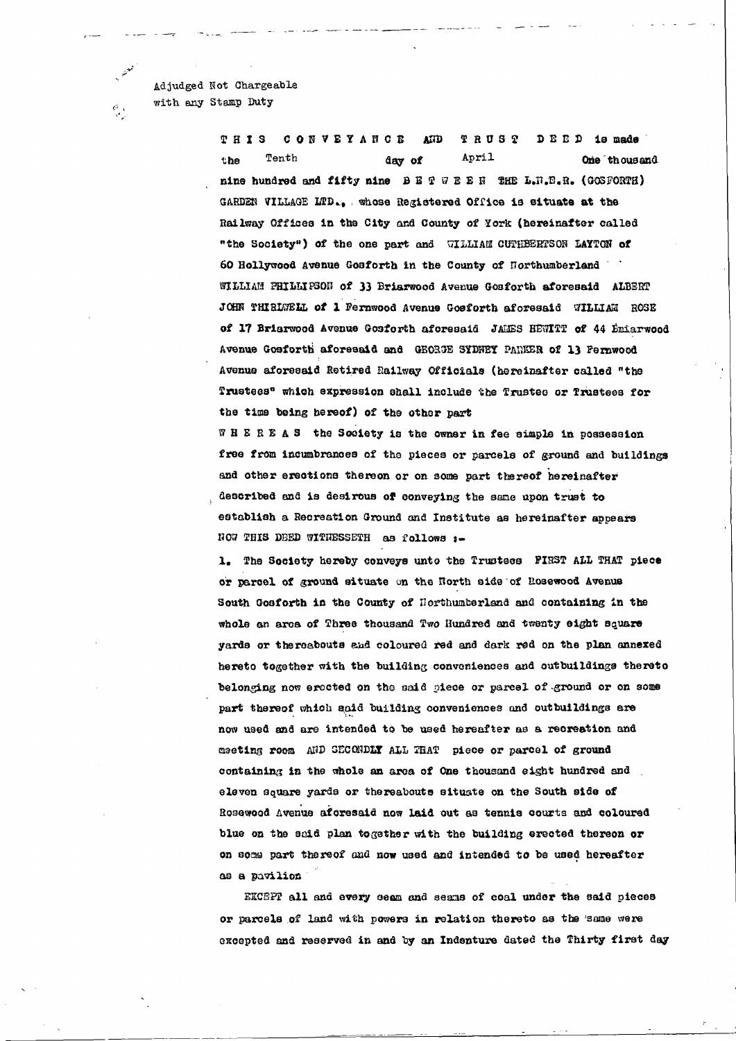Adjudged Not Chargeable
with any Stamp Duty

THIS CONVEYANCE AND TRUST DEED is made the Tenth day of April One thousand nine hundred and fifty nine BETWEEN THE L.N.E.R. (GOSFORTH) GARDEN VILLAGE LTD., whose Registered Office is situate at the Railway Offices in the City and County of York (hereinafter called "the Society") of the one part and WILLIAM CUTHBERTSON LAYTON of 60 Hollywood Avenue Gosforth in the County of Northumberland WILLIAM PHILLIPSON of 33 Briarwood Avenue Gosforth aforesaid ALBERT JOHN THIRLWELL of 1 Fernwood Avenue Gosforth aforesaid WILLIAM ROSE of 17 Briarwood Avenue Gosforth aforesaid JAMES HEWITT of 44 Briarwood Avenue Gosforth aforesaid and GEORGE SYDNEY PARKER of 13 Fernwood Avenue aforesaid Retired Railway Officials (hereinafter called "the Trustees" which expression shall include the Trustee or Trustees for the time being hereof) of the other part

WHEREAS the Society is the owner in fee simple in possession free from incumbrances of the pieces or parcels of ground and buildings and other erections thereon or on some part thereof hereinafter described and is desirous of conveying the same upon trust to establish a Recreation Ground and Institute as hereinafter appears

NOW THIS DEED WITNESSETH as follows :-

1. The Society hereby conveys unto the Trustees FIRST ALL THAT piece or parcel of ground situate on the North side of Rosewood Avenue South Gosforth in the County of Northumberland and containing in the whole an area of Three thousand Two Hundred and twenty eight square yards or thereabouts and coloured red and dark red on the plan annexed hereto together with the building conveniences and outbuildings thereto belonging now erected on the said piece or parcel of ground or on some part thereof which said building conveniences and outbuildings are now used and are intended to be used hereafter as a recreation and meeting room AND SECONDLY ALL THAT piece or parcel of ground containing in the whole an area of One thousand eight hundred and eleven square yards or thereabouts situate on the South side of Rosewood Avenue aforesaid now laid out as tennis courts and coloured blue on the said plan together with the building erected thereon or on some part thereof and now used and intended to be used hereafter as a pavilion

EXCEPT all and every seam and seams of coal under the said pieces or parcels of land with powers in relation thereto as the same were excepted and reserved in and by an Indenture dated the Thirty first day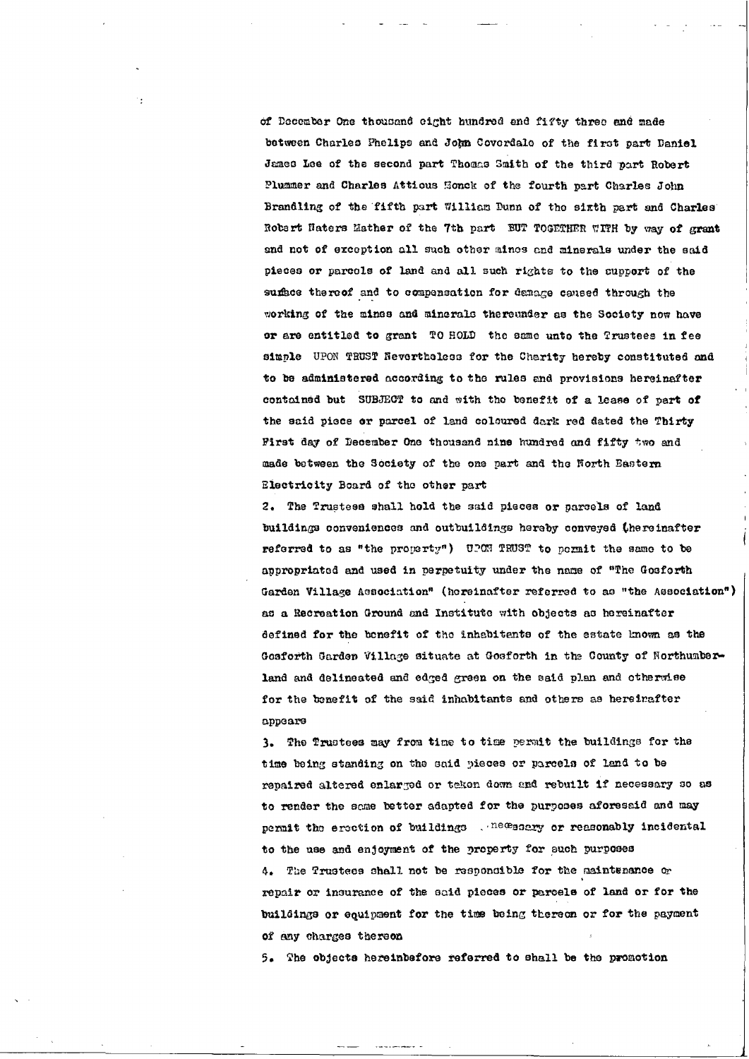of December One thousand eight hundred and fifty three and made between Charles Phelips and John Coverdale of the first part Daniel James Lee of the second part Thomas Smith of the third part Robert Plummer and Charles Atticus Monck of the fourth part Charles John Brandling of the fifth part William Dunn of the sixth part and Charles Robert Haters Mather of the 7th part BUT TOGETHER WITH by way of grant and not of exception all such other mines and minerals under the said pieces or parcels of land and all such rights to the support of the surface thereof and to compensation for damage caused through the working of the mines and minerals thereunder as the Society now have or are entitled to grant TO HOLD the same unto the Trustees in fee simple UPON TRUST Nevertheless for the Charity hereby constituted and to be administered according to the rules and provisions hereinafter contained but SUBJECT to and with the benefit of a lease of part of the said piece or parcel of land coloured dark red dated the Thirty First day of December One thousand nine hundred and fifty two and made between the Society of the one part and the North Eastern Electricity Board of the other part

2. The Trustees shall hold the said pieces or parcels of land buildings conveniences and outbuildings hereby conveyed (hereinafter referred to as "the property") UPON TRUST to permit the same to be appropriated and used in perpetuity under the name of "The Gosforth Garden Village Association" (hereinafter referred to as "the Association") as a Recreation Ground and Institute with objects as hereinafter defined for the benefit of the inhabitants of the estate known as the Gosforth Garden Village situate at Gosforth in the County of Northumberland and delineated and edged green on the said plan and otherwise for the benefit of the said inhabitants and others as hereinafter appears

3. The Trustees may from time to time permit the buildings for the time being standing on the said pieces or parcels of land to be repaired altered enlarged or taken down and rebuilt if necessary so as to render the same better adapted for the purposes aforesaid and may permit the erection of buildings necessary or reasonably incidental to the use and enjoyment of the property for such purposes

4. The Trustees shall not be responsible for the maintenance or repair or insurance of the said pieces or parcels of land or for the buildings or equipment for the time being thereon or for the payment of any charges thereon

5. The objects hereinbefore referred to shall be the promotion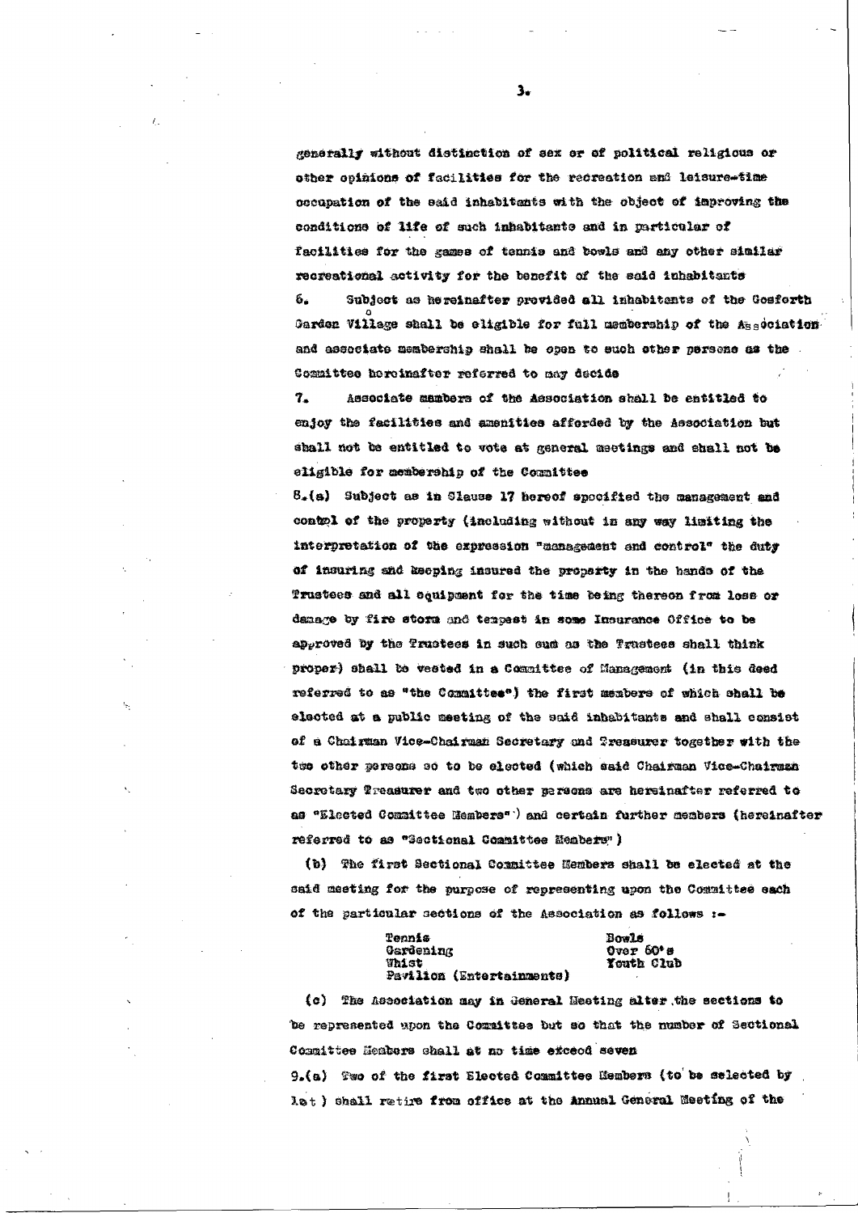generally without distinction of sex or of political religious or other opinions of facilities for the recreation and leisure-time occupation of the said inhabitants with the object of improving the conditions of life of such inhabitants and in particular of facilities for the games of tennis and bowls and any other similar recreational activity for the benefit of the said inhabitants

6. Subject as hereinafter provided all inhabitants of the Gosforth Garden Village shall be eligible for full membership of the Association and associate membership shall be open to such other persons as the Committee hereinafter referred to may decide

7. Associate members of the Association shall be entitled to enjoy the facilities and amenities afforded by the Association but shall not be entitled to vote at general meetings and shall not be eligible for membership of the Committee

8.(a) Subject as in Clause 17 hereof specified the management and control of the property (including without in any way limiting the interpretation of the expression "management and control" the duty of insuring and keeping insured the property in the hands of the Trustees and all equipment for the time being thereon from loss or damage by fire storm and tempest in some Insurance Office to be approved by the Trustees in such sum as the Trustees shall think proper) shall be vested in a Committee of Management (in this deed referred to as "the Committee") the first members of which shall be elected at a public meeting of the said inhabitants and shall consist of a Chairman Vice-Chairman Secretary and Treasurer together with the two other persons so to be elected (which said Chairman Vice-Chairman Secretary Treasurer and two other persons are hereinafter referred to as "Elected Committee Members") and certain further members (hereinafter referred to as "Sectional Committee Members")

(b) The first Sectional Committee Members shall be elected at the said meeting for the purpose of representing upon the Committee each of the particular sections of the Association as follows :-

Tennis
Gardening
Whist
Pavilion (Entertainments)
Bowls
Over 60's
Youth Club

(c) The Association may in General Meeting alter the sections to be represented upon the Committee but so that the number of Sectional Committee Members shall at no time exceed seven

9.(a) Two of the first Elected Committee Members (to be selected by lot) shall retire from office at the Annual General Meeting of the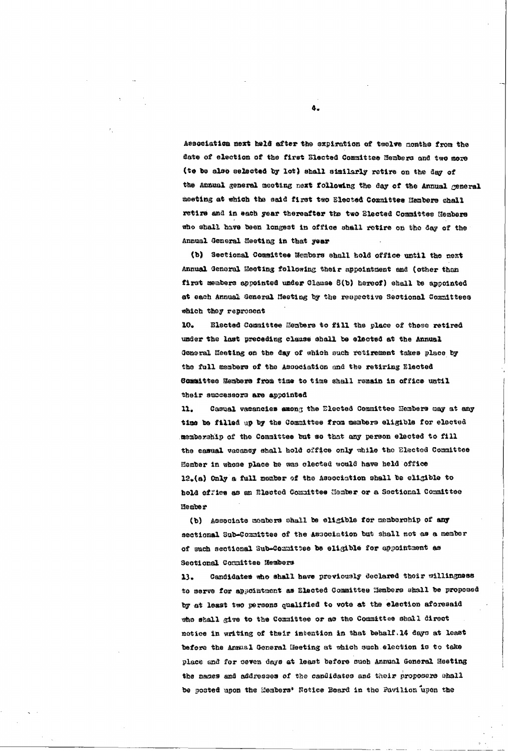Association next held after the expiration of twelve months from the date of election of the first Elected Committee Members and two more (to be also selected by lot) shall similarly retire on the day of the Annual general meeting next following the day of the Annual general meeting at which the said first two Elected Committee Members shall retire and in each year thereafter the two Elected Committee Members who shall have been longest in office shall retire on the day of the Annual General Meeting in that year

(b) Sectional Committee Members shall hold office until the next Annual General Meeting following their appointment and (other than first members appointed under Clause 8(b) hereof) shall be appointed at each Annual General Meeting by the respective Sectional Committees which they represent

10. Elected Committee Members to fill the place of those retired under the last preceding clause shall be elected at the Annual General Meeting on the day of which such retirement takes place by the full members of the Association and the retiring Elected Committee Members from time to time shall remain in office until their successors are appointed

11. Casual vacancies among the Elected Committee Members may at any time be filled up by the Committee from members eligible for elected membership of the Committee but so that any person elected to fill the casual vacancy shall hold office only while the Elected Committee Member in whose place he was elected would have held office

12.(a) Only a full member of the Association shall be eligible to hold office as an Elected Committee Member or a Sectional Committee Member

(b) Associate members shall be eligible for membership of any sectional Sub-Committee of the Association but shall not as a member of such sectional Sub-Committee be eligible for appointment as Sectional Committee Members

13. Candidates who shall have previously declared their willingness to serve for appointment as Elected Committee Members shall be proposed by at least two persons qualified to vote at the election aforesaid who shall give to the Committee or as the Committee shall direct notice in writing of their intention in that behalf.14 days at least before the Annual General Meeting at which such election is to take place and for seven days at least before such Annual General Meeting the names and addresses of the candidates and their proposers shall be posted upon the Members' Notice Board in the Pavilion upon the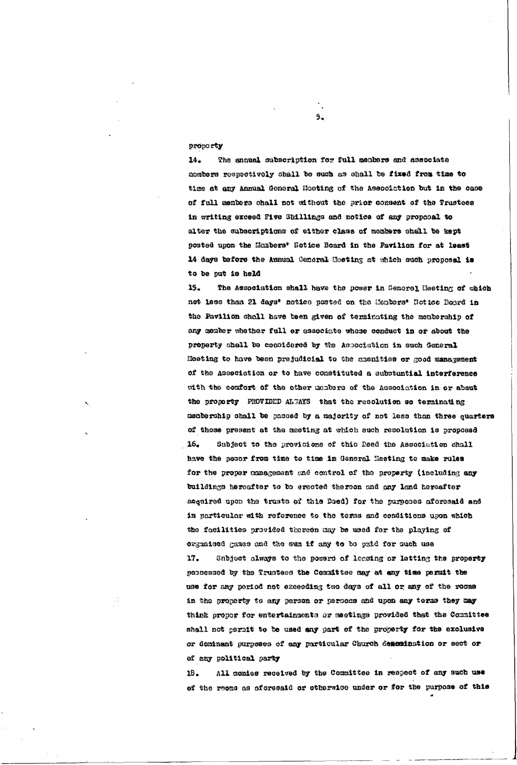property

14. The annual subscription for full members and associate members respectively shall be such as shall be fixed from time to time at any Annual General Meeting of the Association but in the case of full members shall not without the prior consent of the Trustees in writing exceed Five Shillings and notice of any proposal to alter the subscriptions of either class of members shall be kept posted upon the Members' Notice Board in the Pavilion for at least 14 days before the Annual General Meeting at which such proposal is to be put is held

15. The Association shall have the power in General Meeting of which not less than 21 days' notice posted on the Members' Notice Board in the Pavilion shall have been given of terminating the membership of any member whether full or associate whose conduct in or about the property shall be considered by the Association in such General Meeting to have been prejudicial to the amenities or good management of the Association or to have constituted a substantial interference with the comfort of the other members of the Association in or about the property PROVIDED ALWAYS that the resolution so terminating membership shall be passed by a majority of not less than three quarters of those present at the meeting at which such resolution is proposed

16. Subject to the provisions of this Deed the Association shall have the power from time to time in General Meeting to make rules for the proper management and control of the property (including any buildings hereafter to be erected thereon and any land hereafter acquired upon the trusts of this Deed) for the purposes aforesaid and in particular with reference to the terms and conditions upon which the facilities provided thereon may be used for the playing of organised games and the sum if any to be paid for such use

17. Subject always to the powers of leasing or letting the property possessed by the Trustees the Committee may at any time permit the use for any period not exceeding two days of all or any of the rooms in the property to any person or persons and upon any terms they may think proper for entertainments or meetings provided that the Committee shall not permit to be used any part of the property for the exclusive or dominant purposes of any particular Church denomination or sect or of any political party

18. All monies received by the Committee in respect of any such use of the rooms as aforesaid or otherwise under or for the purpose of this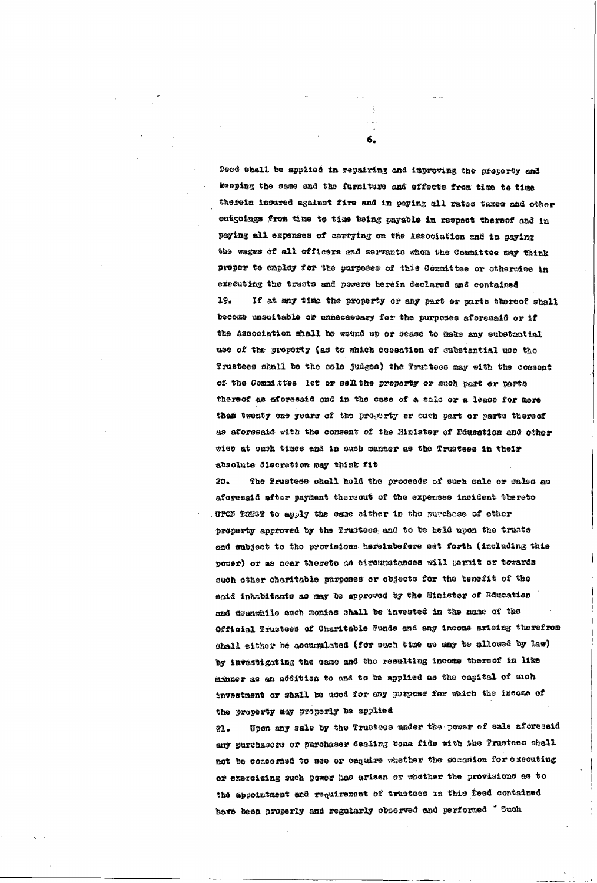Deed shall be applied in repairing and improving the property and keeping the same and the furniture and effects from time to time therein insured against fire and in paying all rates taxes and other outgoings from time to time being payable in respect thereof and in paying all expenses of carrying on the Association and in paying the wages of all officers and servants whom the Committee may think proper to employ for the purposes of this Committee or otherwise in executing the trusts and powers herein declared and contained

19. If at any time the property or any part or parts thereof shall become unsuitable or unnecessary for the purposes aforesaid or if the Association shall be wound up or cease to make any substantial use of the property (as to which cessation of substantial use the Trustees shall be the sole judges) the Trustees may with the consent of the Committee let or sell the property or such part or parts thereof as aforesaid and in the case of a sale or a lease for more than twenty one years of the property or such part or parts thereof as aforesaid with the consent of the Minister of Education and otherwise at such times and in such manner as the Trustees in their absolute discretion may think fit

20. The Trustees shall hold the proceeds of such sale or sales as aforesaid after payment thereout of the expenses incident thereto UPON TRUST to apply the same either in the purchase of other property approved by the Trustees and to be held upon the trusts and subject to the provisions hereinbefore set forth (including this power) or as near thereto as circumstances will permit or towards such other charitable purposes or objects for the benefit of the said inhabitants as may be approved by the Minister of Education and meanwhile such monies shall be invested in the name of the Official Trustees of Charitable Funds and any income arising therefrom shall either be accumulated (for such time as may be allowed by law) by investigating the same and the resulting income thereof in like manner as an addition to and to be applied as the capital of such investment or shall be used for any purpose for which the income of the property may properly be applied

21. Upon any sale by the Trustees under the power of sale aforesaid any purchasers or purchaser dealing bona fide with the Trustees shall not be concerned to see or enquire whether the occasion for executing or exercising such power has arisen or whether the provisions as to the appointment and requirement of trustees in this Deed contained have been properly and regularly observed and performed Such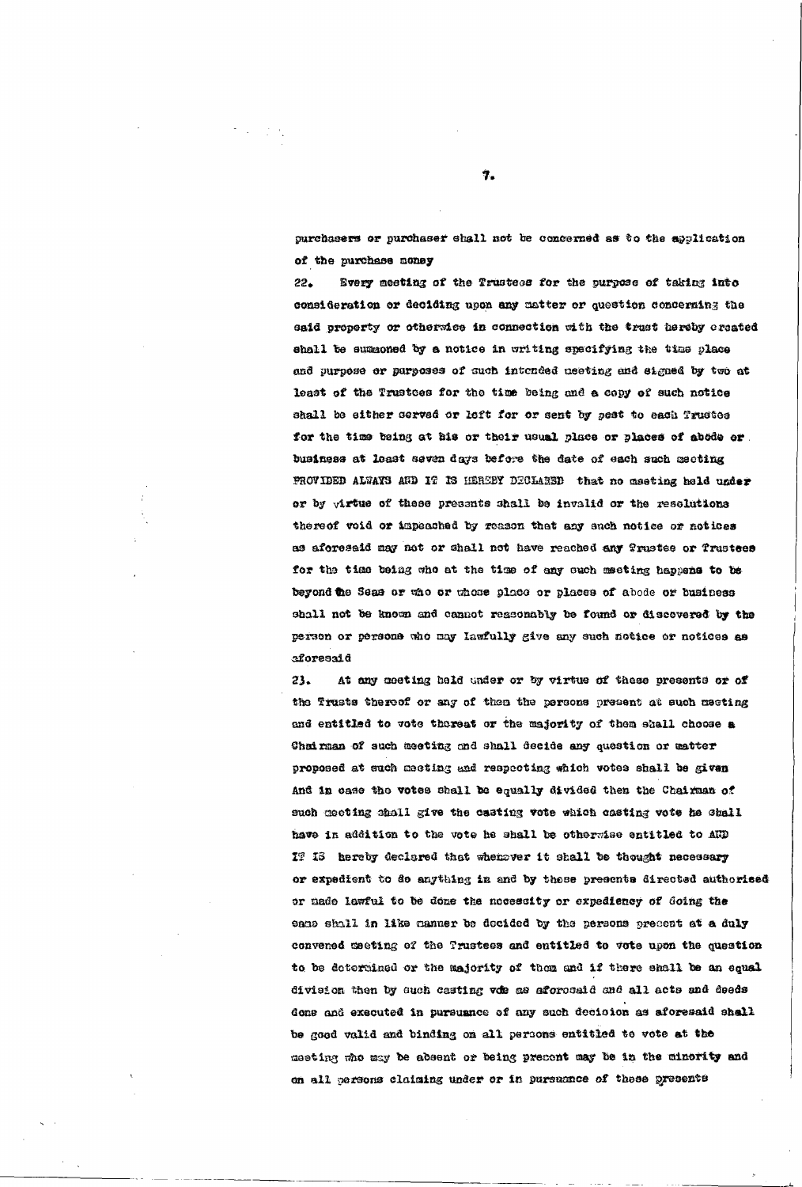purchasers or purchaser shall not be concerned as to the application of the purchase money

22. Every meeting of the Trustees for the purpose of taking into consideration or deciding upon any matter or question concerning the said property or otherwise in connection with the trust hereby created shall be summoned by a notice in writing specifying the time place and purpose or purposes of such intended meeting and signed by two at least of the Trustees for the time being and a copy of such notice shall be either served or left for or sent by post to each Trustee for the time being at his or their usual place or places of abode or business at least seven days before the date of each such meeting PROVIDED ALWAYS AND IT IS HEREBY DECLARED that no meeting held under or by virtue of these presents shall be invalid or the resolutions thereof void or impeached by reason that any such notice or notices as aforesaid may not or shall not have reached any Trustee or Trustees for the time being who at the time of any such meeting happens to be beyond the Seas or who or whose place or places of abode or business shall not be known and cannot reasonably be found or discovered by the person or persons who may lawfully give any such notice or notices as aforesaid

23. At any meeting held under or by virtue of these presents or of the Trusts thereof or any of them the persons present at such meeting and entitled to vote thereat or the majority of them shall choose a Chairman of such meeting and shall decide any question or matter proposed at such meeting and respecting which votes shall be given And in case the votes shall be equally divided then the Chairman of such meeting shall give the casting vote which casting vote he shall have in addition to the vote he shall be otherwise entitled to AND IT IS hereby declared that whenever it shall be thought necessary or expedient to do anything in and by these presents directed authorised or made lawful to be done the necessity or expediency of doing the same shall in like manner be decided by the persons present at a duly convened meeting of the Trustees and entitled to vote upon the question to be determined or the majority of them and if there shall be an equal division then by such casting vote as aforesaid and all acts and deeds done and executed in pursuance of any such decision as aforesaid shall be good valid and binding on all persons entitled to vote at the meeting who may be absent or being present may be in the minority and on all persons claiming under or in pursuance of these presents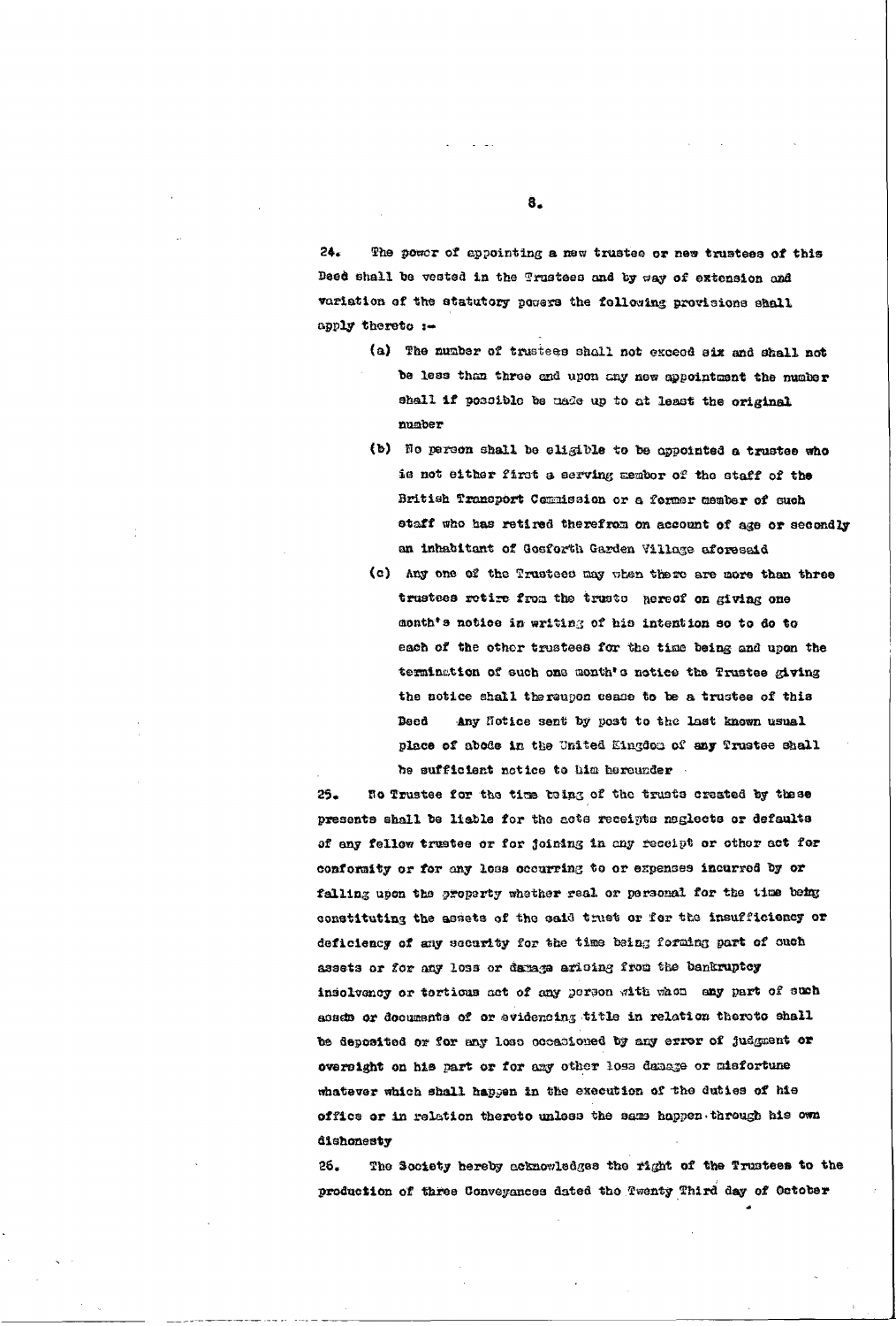24. The power of appointing a new trustee or new trustees of this Deed shall be vested in the Trustees and by way of extension and variation of the statutory powers the following provisions shall apply thereto :-

(a) The number of trustees shall not exceed six and shall not be less than three and upon any new appointment the number shall if possible be made up to at least the original number

(b) No person shall be eligible to be appointed a trustee who is not either first a serving member of the staff of the British Transport Commission or a former member of such staff who has retired therefrom on account of age or secondly an inhabitant of Gosforth Garden Village aforesaid

(c) Any one of the Trustees may when there are more than three trustees retire from the trusts hereof on giving one month's notice in writing of his intention so to do to each of the other trustees for the time being and upon the termination of such one month's notice the Trustee giving the notice shall thereupon cease to be a trustee of this Deed Any Notice sent by post to the last known usual place of abode in the United Kingdom of any Trustee shall be sufficient notice to him hereunder

25. No Trustee for the time being of the trusts created by these presents shall be liable for the acts receipts neglects or defaults of any fellow trustee or for joining in any receipt or other act for conformity or for any loss occurring to or expenses incurred by or falling upon the property whether real or personal for the time being constituting the assets of the said trust or for the insufficiency or deficiency of any security for the time being forming part of such assets or for any loss or damage arising from the bankruptcy insolvency or tortious act of any person with whom any part of such assets or documents of or evidencing title in relation thereto shall be deposited or for any loss occasioned by any error of judgment or oversight on his part or for any other loss damage or misfortune whatever which shall happen in the execution of the duties of his office or in relation thereto unless the same happen through his own dishonesty

26. The Society hereby acknowledges the right of the Trustees to the production of three Conveyances dated the Twenty Third day of October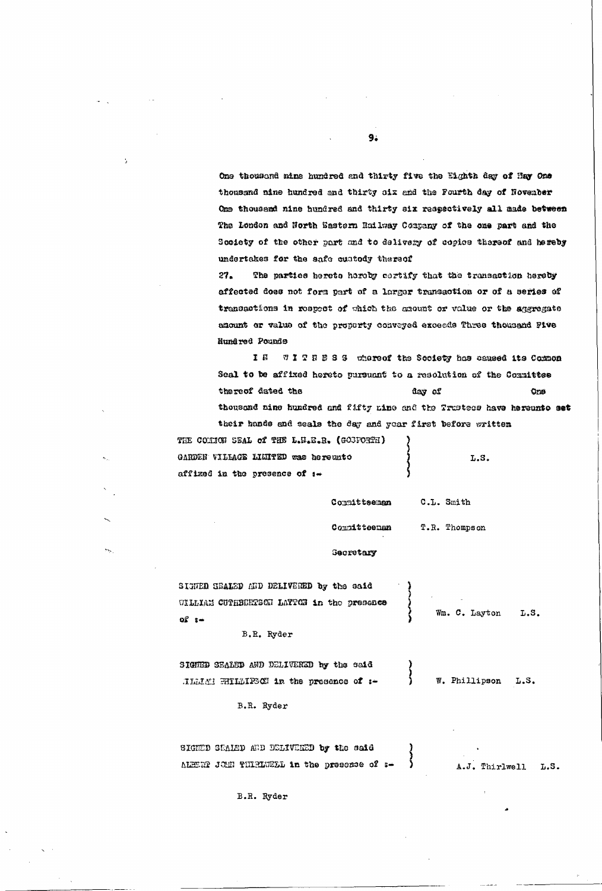One thousand nine hundred and thirty five the Eighth day of May One thousand nine hundred and thirty six and the Fourth day of November One thousand nine hundred and thirty six respectively all made between The London and North Eastern Railway Company of the one part and the Society of the other part and to delivery of copies thereof and hereby undertakes for the safe custody thereof

27. The parties hereto hereby certify that the transaction hereby effected does not form part of a larger transaction or of a series of transactions in respect of which the amount or value or the aggregate amount or value of the property conveyed exceeds Three thousand Five Hundred Pounds

IN WITNESS whereof the Society has caused its Common Seal to be affixed hereto pursuant to a resolution of the Committee thereof dated the day of One thousand nine hundred and fifty nine and the Trustees have hereunto set their hands and seals the day and year first before written

THE COMMON SEAL of THE L.N.E.R. (GOSFORTH) GARDEN VILLAGE LIMITED was hereunto affixed in the presence of :- L.S.

Committeeman C.L. Smith

Committeeman T.R. Thompson

Secretary

SIGNED SEALED AND DELIVERED by the said WILLIAM CUTHBERTSON LAYTON in the presence of :- Wm. C. Layton L.S.

B.R. Ryder

SIGNED SEALED AND DELIVERED by the said WILLIAM PHILLIPSON in the presence of :- W. Phillipson L.S.

B.R. Ryder

SIGNED SEALED AND DELIVERED by the said ALBERT JOHN THIRLWELL in the presence of :- A.J. Thirlwell L.S.

B.R. Ryder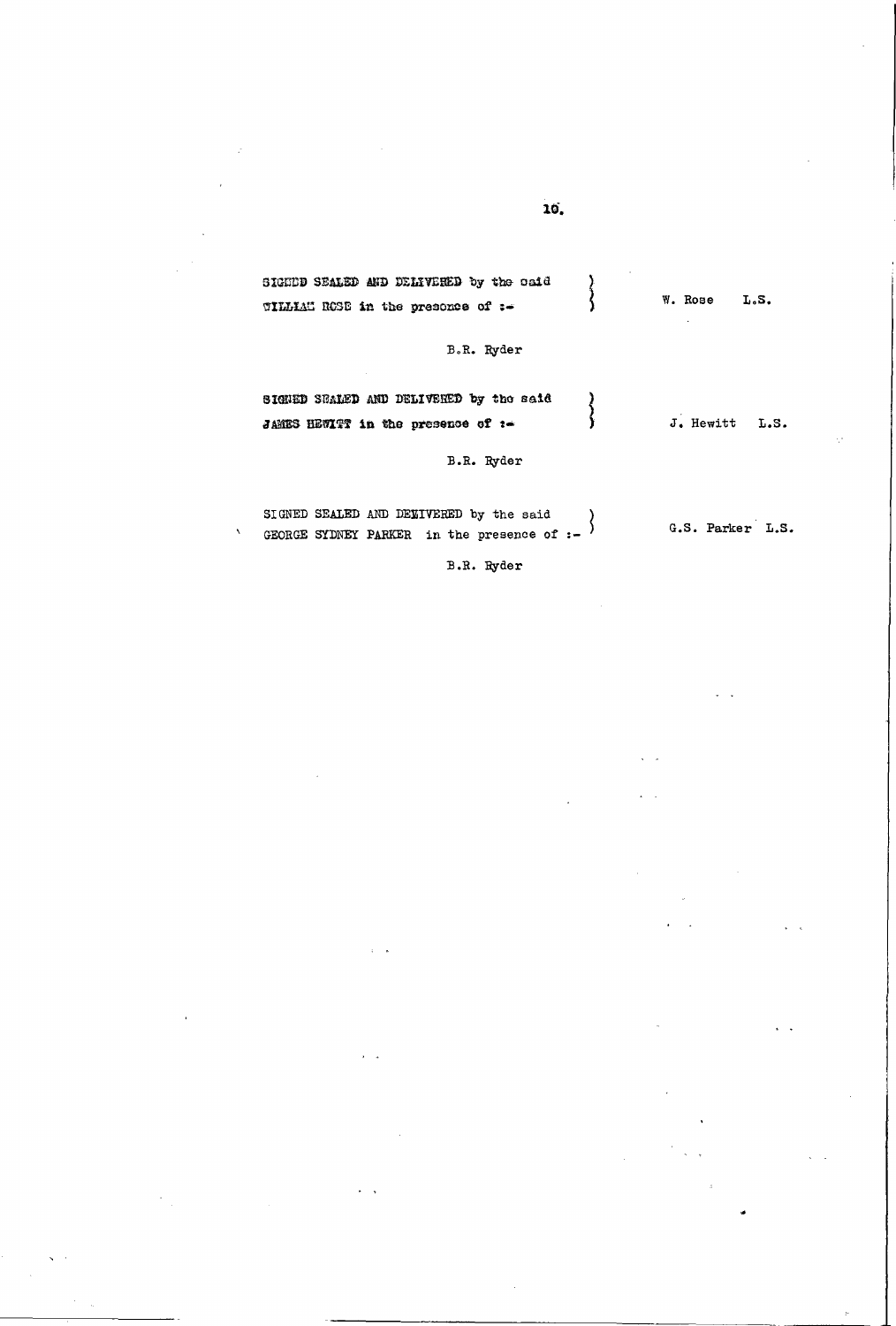SIGNED SEALED AND DELIVERED by the said WILLIAM ROSE in the presence of :- } W. Rose L.S.

B.R. Ryder

SIGNED SEALED AND DELIVERED by the said JAMES HEWITT in the presence of :- } J. Hewitt L.S.

B.R. Ryder

SIGNED SEALED AND DELIVERED by the said GEORGE SYDNEY PARKER in the presence of :- } G.S. Parker L.S.

B.R. Ryder